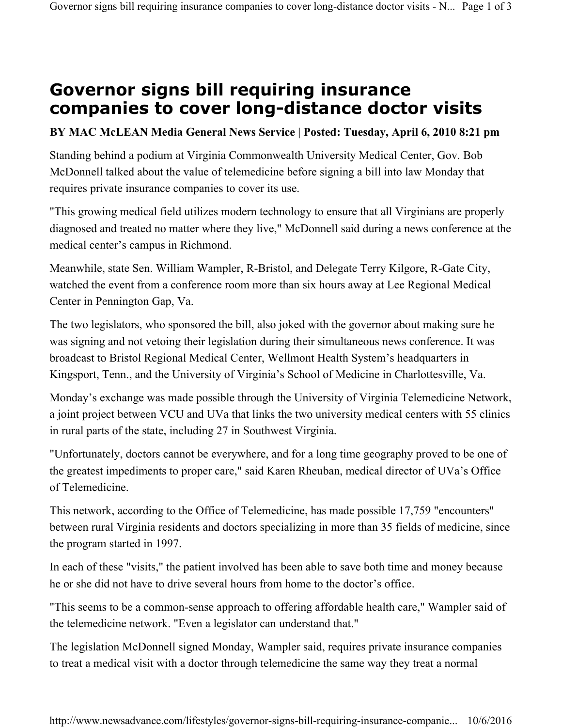# Governor signs bill requiring insurance companies to cover long-distance doctor visits

**BY MAC McLEAN Media General News Service | Posted: Tuesday, April 6, 2010 8:21 pm**

Standing behind a podium at Virginia Commonwealth University Medical Center, Gov. Bob McDonnell talked about the value of telemedicine before signing a bill into law Monday that requires private insurance companies to cover its use.

"This growing medical field utilizes modern technology to ensure that all Virginians are properly diagnosed and treated no matter where they live," McDonnell said during a news conference at the medical center's campus in Richmond.

Meanwhile, state Sen. William Wampler, R-Bristol, and Delegate Terry Kilgore, R-Gate City, watched the event from a conference room more than six hours away at Lee Regional Medical Center in Pennington Gap, Va.

The two legislators, who sponsored the bill, also joked with the governor about making sure he was signing and not vetoing their legislation during their simultaneous news conference. It was broadcast to Bristol Regional Medical Center, Wellmont Health System's headquarters in Kingsport, Tenn., and the University of Virginia's School of Medicine in Charlottesville, Va.

Monday's exchange was made possible through the University of Virginia Telemedicine Network, a joint project between VCU and UVa that links the two university medical centers with 55 clinics in rural parts of the state, including 27 in Southwest Virginia.

"Unfortunately, doctors cannot be everywhere, and for a long time geography proved to be one of the greatest impediments to proper care," said Karen Rheuban, medical director of UVa's Office of Telemedicine.

This network, according to the Office of Telemedicine, has made possible 17,759 "encounters" between rural Virginia residents and doctors specializing in more than 35 fields of medicine, since the program started in 1997.

In each of these "visits," the patient involved has been able to save both time and money because he or she did not have to drive several hours from home to the doctor's office.

"This seems to be a common-sense approach to offering affordable health care," Wampler said of the telemedicine network. "Even a legislator can understand that."

The legislation McDonnell signed Monday, Wampler said, requires private insurance companies to treat a medical visit with a doctor through telemedicine the same way they treat a normal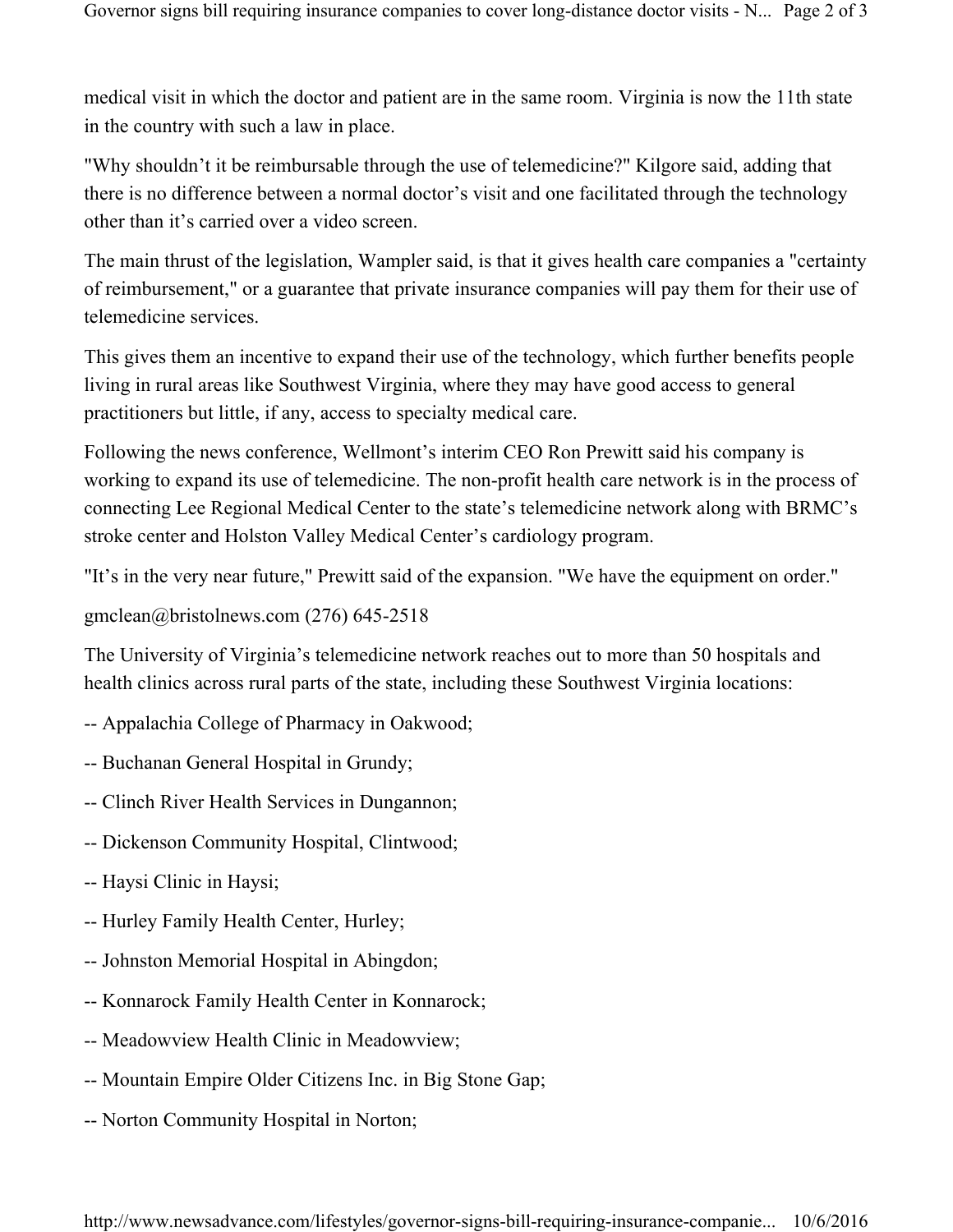medical visit in which the doctor and patient are in the same room. Virginia is now the 11th state in the country with such a law in place.

"Why shouldn't it be reimbursable through the use of telemedicine?" Kilgore said, adding that there is no difference between a normal doctor's visit and one facilitated through the technology other than it's carried over a video screen.

The main thrust of the legislation, Wampler said, is that it gives health care companies a "certainty of reimbursement," or a guarantee that private insurance companies will pay them for their use of telemedicine services.

This gives them an incentive to expand their use of the technology, which further benefits people living in rural areas like Southwest Virginia, where they may have good access to general practitioners but little, if any, access to specialty medical care.

Following the news conference, Wellmont's interim CEO Ron Prewitt said his company is working to expand its use of telemedicine. The non-profit health care network is in the process of connecting Lee Regional Medical Center to the state's telemedicine network along with BRMC's stroke center and Holston Valley Medical Center's cardiology program.

"It's in the very near future," Prewitt said of the expansion. "We have the equipment on order."

gmclean@bristolnews.com (276) 645-2518

The University of Virginia's telemedicine network reaches out to more than 50 hospitals and health clinics across rural parts of the state, including these Southwest Virginia locations:

-- Appalachia College of Pharmacy in Oakwood;

-- Buchanan General Hospital in Grundy;

-- Clinch River Health Services in Dungannon;

-- Dickenson Community Hospital, Clintwood;

-- Haysi Clinic in Haysi;

-- Hurley Family Health Center, Hurley;

-- Johnston Memorial Hospital in Abingdon;

-- Konnarock Family Health Center in Konnarock;

-- Meadowview Health Clinic in Meadowview;

-- Mountain Empire Older Citizens Inc. in Big Stone Gap;

-- Norton Community Hospital in Norton;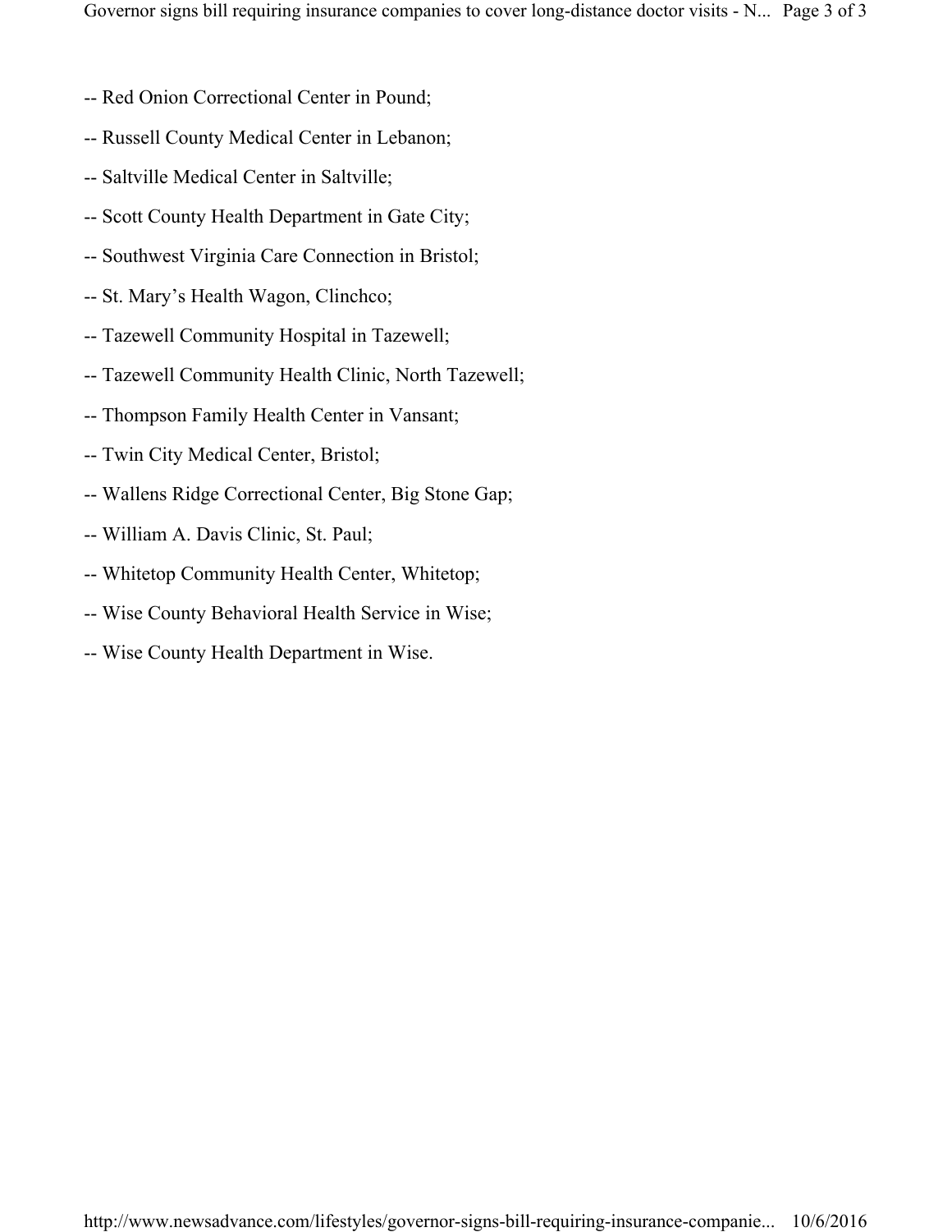-- Red Onion Correctional Center in Pound;

-- Russell County Medical Center in Lebanon;

-- Saltville Medical Center in Saltville;

-- Scott County Health Department in Gate City;

-- Southwest Virginia Care Connection in Bristol;

-- St. Mary's Health Wagon, Clinchco;

-- Tazewell Community Hospital in Tazewell;

-- Tazewell Community Health Clinic, North Tazewell;

-- Thompson Family Health Center in Vansant;

-- Twin City Medical Center, Bristol;

-- Wallens Ridge Correctional Center, Big Stone Gap;

-- William A. Davis Clinic, St. Paul;

-- Whitetop Community Health Center, Whitetop;

-- Wise County Behavioral Health Service in Wise;

-- Wise County Health Department in Wise.